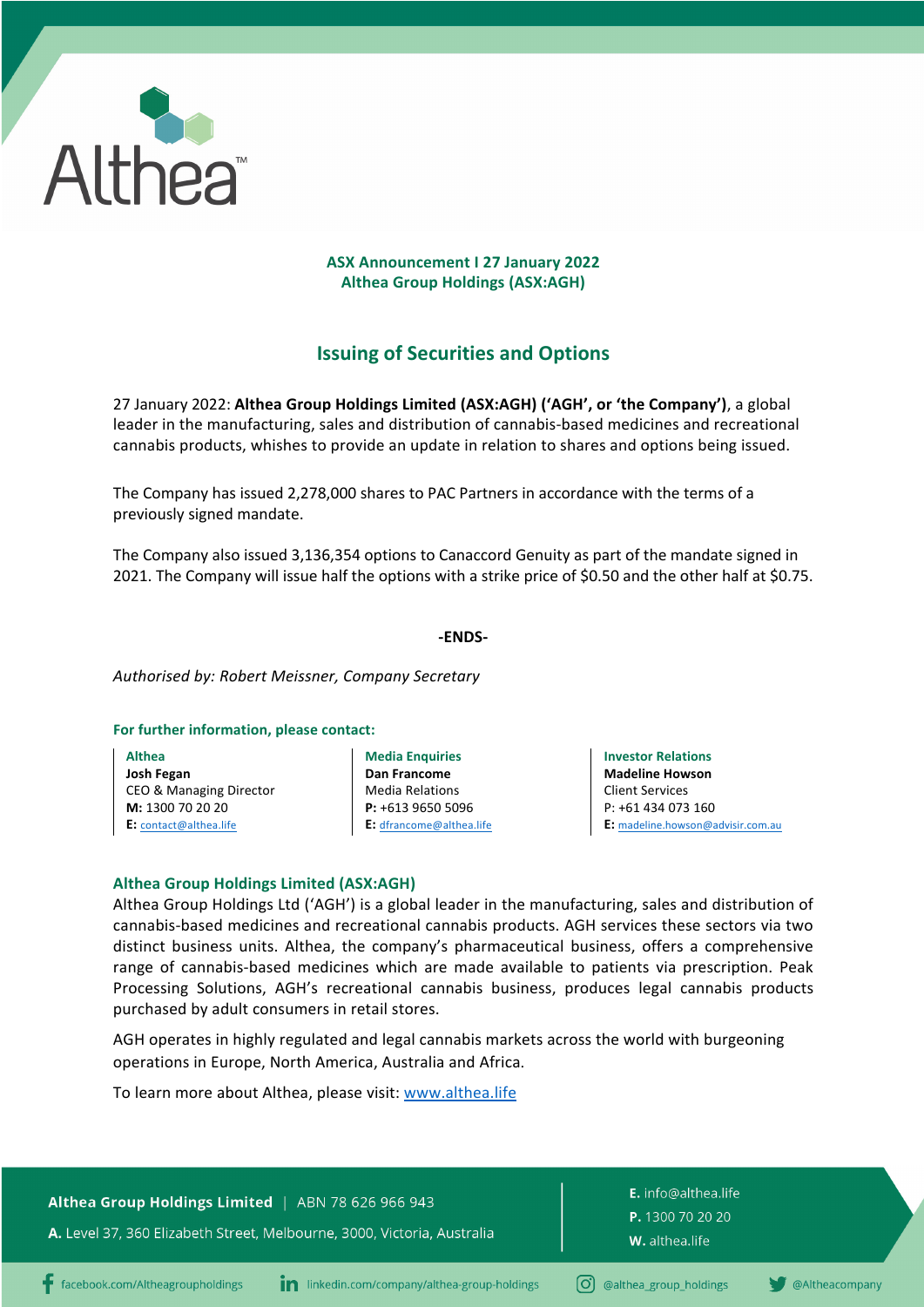Althea™

**ASX Announcement I 27 January 2022**
**Althea Group Holdings (ASX:AGH)**

## Issuing of Securities and Options

27 January 2022: **Althea Group Holdings Limited (ASX:AGH) ('AGH', or 'the Company')**, a global leader in the manufacturing, sales and distribution of cannabis-based medicines and recreational cannabis products, whishes to provide an update in relation to shares and options being issued.

The Company has issued 2,278,000 shares to PAC Partners in accordance with the terms of a previously signed mandate.

The Company also issued 3,136,354 options to Canaccord Genuity as part of the mandate signed in 2021. The Company will issue half the options with a strike price of $0.50 and the other half at $0.75.

**-ENDS-**

*Authorised by: Robert Meissner, Company Secretary*

**For further information, please contact:**

**Althea**
**Josh Fegan**
CEO & Managing Director
**M:** 1300 70 20 20
**E:** contact@althea.life

**Media Enquiries**
**Dan Francome**
Media Relations
**P:** +613 9650 5096
**E:** dfrancome@althea.life

**Investor Relations**
**Madeline Howson**
Client Services
P: +61 434 073 160
**E:** madeline.howson@advisir.com.au

### Althea Group Holdings Limited (ASX:AGH)

Althea Group Holdings Ltd ('AGH') is a global leader in the manufacturing, sales and distribution of cannabis-based medicines and recreational cannabis products. AGH services these sectors via two distinct business units. Althea, the company's pharmaceutical business, offers a comprehensive range of cannabis-based medicines which are made available to patients via prescription. Peak Processing Solutions, AGH's recreational cannabis business, produces legal cannabis products purchased by adult consumers in retail stores.

AGH operates in highly regulated and legal cannabis markets across the world with burgeoning operations in Europe, North America, Australia and Africa.

To learn more about Althea, please visit: www.althea.life

**Althea Group Holdings Limited** | ABN 78 626 966 943
**A.** Level 37, 360 Elizabeth Street, Melbourne, 3000, Victoria, Australia

**E.** info@althea.life
**P.** 1300 70 20 20
**W.** althea.life

facebook.com/Altheagroupholdings | linkedin.com/company/althea-group-holdings | @althea_group_holdings | @Altheacompany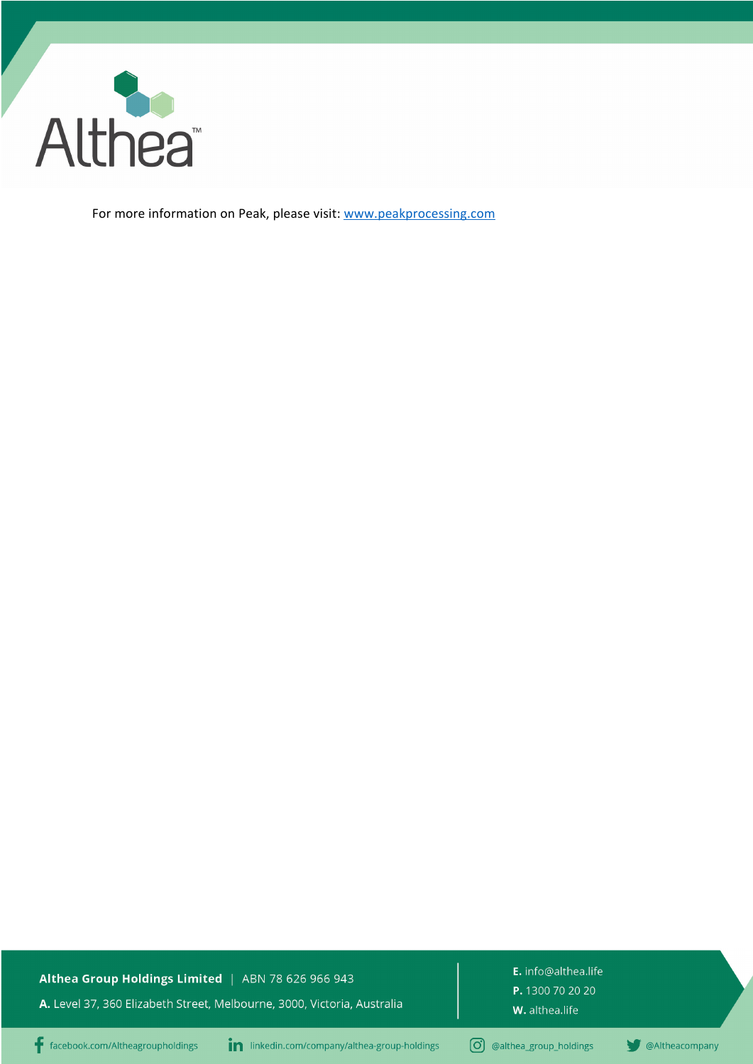For more information on Peak, please visit: [www.peakprocessing.com](http://www.peakprocessing.com)